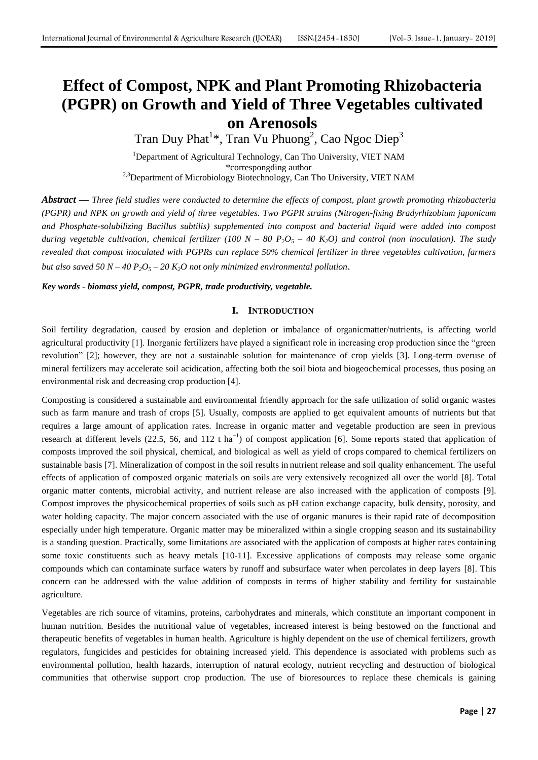# Effect of Compost, NPK and Plant Promoting Rhizobacteria (PGPR) on Growth and Yield of Three Vegetables cultivated on Arenosols

Tran Duy Phat[1]*, Tran Vu Phuong[2], Cao Ngoc Diep[3]

[1]Department of Agricultural Technology, Can Tho University, VIET NAM
*correspongding author
[2,3]Department of Microbiology Biotechnology, Can Tho University, VIET NAM

***Abstract*** ***—*** *Three field studies were conducted to determine the effects of compost, plant growth promoting rhizobacteria (PGPR) and NPK on growth and yield of three vegetables. Two PGPR strains (Nitrogen-fixing Bradyrhizobium japonicum and Phosphate-solubilizing Bacillus subtilis) supplemented into compost and bacterial liquid were added into compost during vegetable cultivation, chemical fertilizer (100 N – 80 $P_2O_5$ – 40 $K_2O$) and control (non inoculation). The study revealed that compost inoculated with PGPRs can replace 50% chemical fertilizer in three vegetables cultivation, farmers but also saved 50 N – 40 $P_2O_5$ – 20 $K_2O$ not only minimized environmental pollution.*

***Key words - biomass yield, compost, PGPR, trade productivity, vegetable.***

## I. INTRODUCTION

Soil fertility degradation, caused by erosion and depletion or imbalance of organicmatter/nutrients, is affecting world agricultural productivity [1]. Inorganic fertilizers have played a significant role in increasing crop production since the "green revolution" [2]; however, they are not a sustainable solution for maintenance of crop yields [3]. Long-term overuse of mineral fertilizers may accelerate soil acidication, affecting both the soil biota and biogeochemical processes, thus posing an environmental risk and decreasing crop production [4].

Composting is considered a sustainable and environmental friendly approach for the safe utilization of solid organic wastes such as farm manure and trash of crops [5]. Usually, composts are applied to get equivalent amounts of nutrients but that requires a large amount of application rates. Increase in organic matter and vegetable production are seen in previous research at different levels (22.5, 56, and 112 t $ha^{-1}$) of compost application [6]. Some reports stated that application of composts improved the soil physical, chemical, and biological as well as yield of crops compared to chemical fertilizers on sustainable basis [7]. Mineralization of compost in the soil results in nutrient release and soil quality enhancement. The useful effects of application of composted organic materials on soils are very extensively recognized all over the world [8]. Total organic matter contents, microbial activity, and nutrient release are also increased with the application of composts [9]. Compost improves the physicochemical properties of soils such as pH cation exchange capacity, bulk density, porosity, and water holding capacity. The major concern associated with the use of organic manures is their rapid rate of decomposition especially under high temperature. Organic matter may be mineralized within a single cropping season and its sustainability is a standing question. Practically, some limitations are associated with the application of composts at higher rates containing some toxic constituents such as heavy metals [10-11]. Excessive applications of composts may release some organic compounds which can contaminate surface waters by runoff and subsurface water when percolates in deep layers [8]. This concern can be addressed with the value addition of composts in terms of higher stability and fertility for sustainable agriculture.

Vegetables are rich source of vitamins, proteins, carbohydrates and minerals, which constitute an important component in human nutrition. Besides the nutritional value of vegetables, increased interest is being bestowed on the functional and therapeutic benefits of vegetables in human health. Agriculture is highly dependent on the use of chemical fertilizers, growth regulators, fungicides and pesticides for obtaining increased yield. This dependence is associated with problems such as environmental pollution, health hazards, interruption of natural ecology, nutrient recycling and destruction of biological communities that otherwise support crop production. The use of bioresources to replace these chemicals is gaining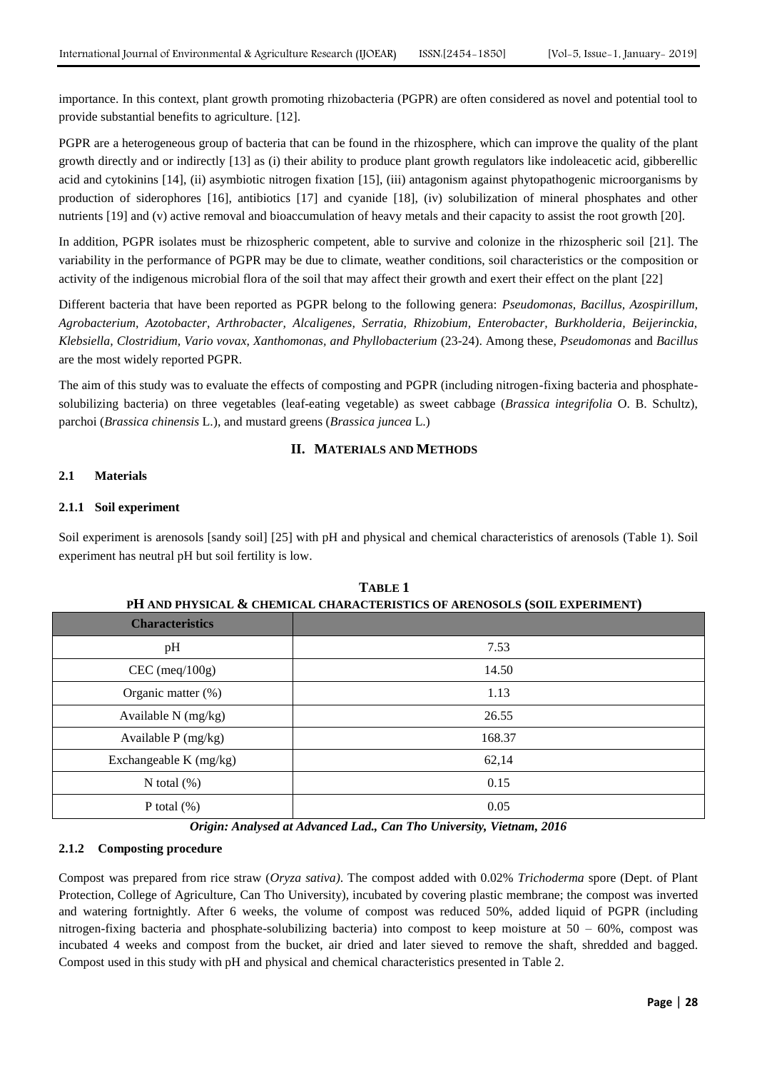importance. In this context, plant growth promoting rhizobacteria (PGPR) are often considered as novel and potential tool to provide substantial benefits to agriculture. [12].

PGPR are a heterogeneous group of bacteria that can be found in the rhizosphere, which can improve the quality of the plant growth directly and or indirectly [13] as (i) their ability to produce plant growth regulators like indoleacetic acid, gibberellic acid and cytokinins [14], (ii) asymbiotic nitrogen fixation [15], (iii) antagonism against phytopathogenic microorganisms by production of siderophores [16], antibiotics [17] and cyanide [18], (iv) solubilization of mineral phosphates and other nutrients [19] and (v) active removal and bioaccumulation of heavy metals and their capacity to assist the root growth [20].

In addition, PGPR isolates must be rhizospheric competent, able to survive and colonize in the rhizospheric soil [21]. The variability in the performance of PGPR may be due to climate, weather conditions, soil characteristics or the composition or activity of the indigenous microbial flora of the soil that may affect their growth and exert their effect on the plant [22]

Different bacteria that have been reported as PGPR belong to the following genera: *Pseudomonas, Bacillus, Azospirillum, Agrobacterium, Azotobacter, Arthrobacter, Alcaligenes, Serratia, Rhizobium, Enterobacter, Burkholderia, Beijerinckia, Klebsiella, Clostridium, Vario vovax, Xanthomonas, and Phyllobacterium* (23-24). Among these, *Pseudomonas* and *Bacillus* are the most widely reported PGPR.

The aim of this study was to evaluate the effects of composting and PGPR (including nitrogen-fixing bacteria and phosphate-solubilizing bacteria) on three vegetables (leaf-eating vegetable) as sweet cabbage (*Brassica integrifolia* O. B. Schultz), parchoi (*Brassica chinensis* L.), and mustard greens (*Brassica juncea* L.)

## II. MATERIALS AND METHODS

### 2.1 Materials

#### 2.1.1 Soil experiment

Soil experiment is arenosols [sandy soil] [25] with pH and physical and chemical characteristics of arenosols (Table 1). Soil experiment has neutral pH but soil fertility is low.

**TABLE 1**
**PH AND PHYSICAL & CHEMICAL CHARACTERISTICS OF ARENOSOLS (SOIL EXPERIMENT)**

| Characteristics | |
|---|---|
| pH | 7.53 |
| CEC (meq/100g) | 14.50 |
| Organic matter (%) | 1.13 |
| Available N (mg/kg) | 26.55 |
| Available P (mg/kg) | 168.37 |
| Exchangeable K (mg/kg) | 62,14 |
| N total (%) | 0.15 |
| P total (%) | 0.05 |

***Origin: Analysed at Advanced Lad., Can Tho University, Vietnam, 2016***

#### 2.1.2 Composting procedure

Compost was prepared from rice straw (*Oryza sativa)*. The compost added with 0.02% *Trichoderma* spore (Dept. of Plant Protection, College of Agriculture, Can Tho University), incubated by covering plastic membrane; the compost was inverted and watering fortnightly. After 6 weeks, the volume of compost was reduced 50%, added liquid of PGPR (including nitrogen-fixing bacteria and phosphate-solubilizing bacteria) into compost to keep moisture at 50 – 60%, compost was incubated 4 weeks and compost from the bucket, air dried and later sieved to remove the shaft, shredded and bagged. Compost used in this study with pH and physical and chemical characteristics presented in Table 2.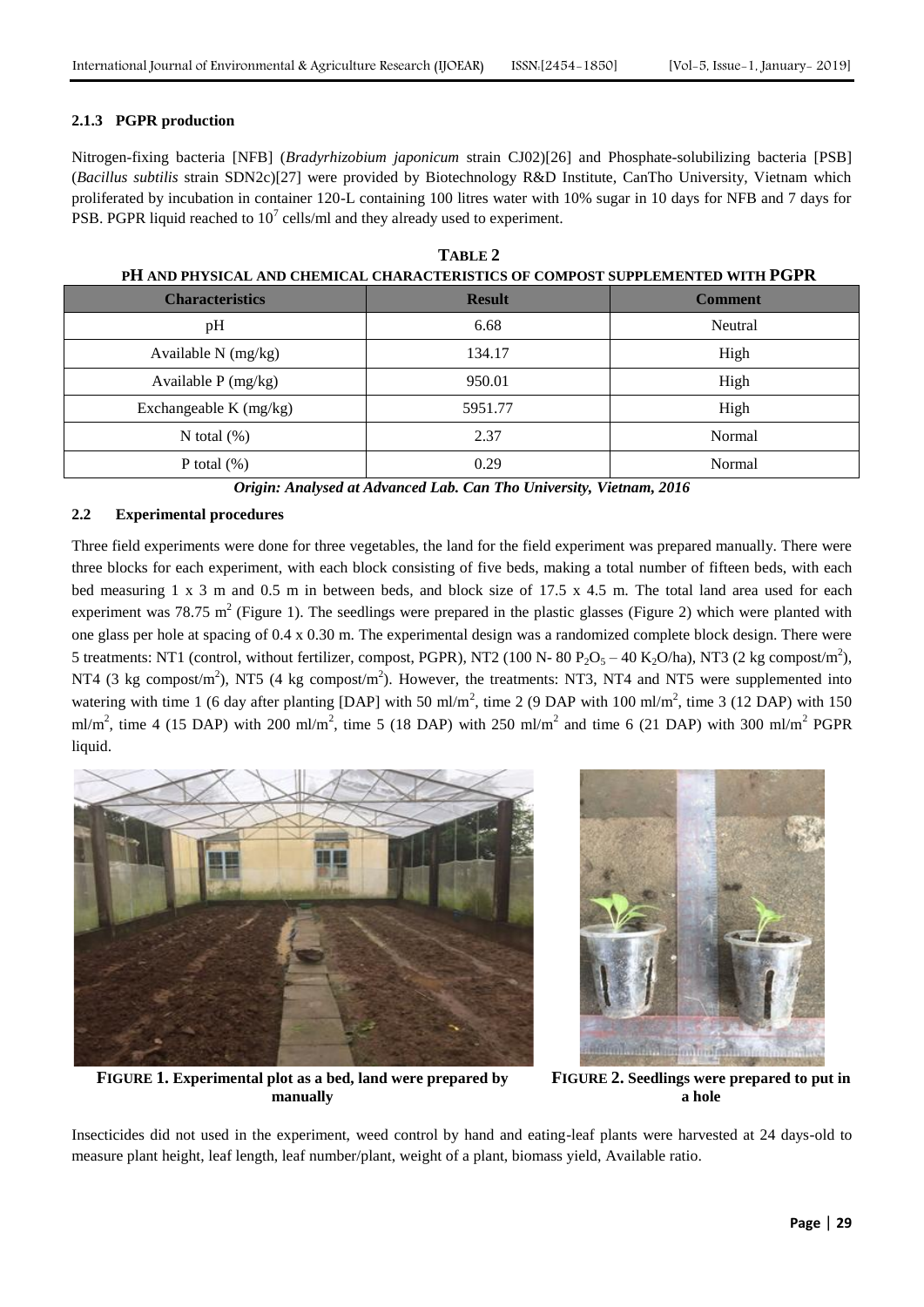### 2.1.3 PGPR production

Nitrogen-fixing bacteria [NFB] (*Bradyrhizobium japonicum* strain CJ02)[26] and Phosphate-solubilizing bacteria [PSB] (*Bacillus subtilis* strain SDN2c)[27] were provided by Biotechnology R&D Institute, CanTho University, Vietnam which proliferated by incubation in container 120-L containing 100 litres water with 10% sugar in 10 days for NFB and 7 days for PSB. PGPR liquid reached to $10^7$ cells/ml and they already used to experiment.

**TABLE 2**
**PH AND PHYSICAL AND CHEMICAL CHARACTERISTICS OF COMPOST SUPPLEMENTED WITH PGPR**

| Characteristics | Result | Comment |
|---|---|---|
| pH | 6.68 | Neutral |
| Available N (mg/kg) | 134.17 | High |
| Available P (mg/kg) | 950.01 | High |
| Exchangeable K (mg/kg) | 5951.77 | High |
| N total (%) | 2.37 | Normal |
| P total (%) | 0.29 | Normal |

***Origin: Analysed at Advanced Lab. Can Tho University, Vietnam, 2016***

### 2.2 Experimental procedures

Three field experiments were done for three vegetables, the land for the field experiment was prepared manually. There were three blocks for each experiment, with each block consisting of five beds, making a total number of fifteen beds, with each bed measuring 1 x 3 m and 0.5 m in between beds, and block size of 17.5 x 4.5 m. The total land area used for each experiment was 78.75 $m^2$ (Figure 1). The seedlings were prepared in the plastic glasses (Figure 2) which were planted with one glass per hole at spacing of 0.4 x 0.30 m. The experimental design was a randomized complete block design. There were 5 treatments: NT1 (control, without fertilizer, compost, PGPR), NT2 (100 N- 80 $P_2O_5$ – 40 $K_2O$/ha), NT3 (2 kg compost/$m^2$), NT4 (3 kg compost/$m^2$), NT5 (4 kg compost/$m^2$). However, the treatments: NT3, NT4 and NT5 were supplemented into watering with time 1 (6 day after planting [DAP] with 50 ml/$m^2$, time 2 (9 DAP with 100 ml/$m^2$, time 3 (12 DAP) with 150 ml/$m^2$, time 4 (15 DAP) with 200 ml/$m^2$, time 5 (18 DAP) with 250 ml/$m^2$ and time 6 (21 DAP) with 300 ml/$m^2$ PGPR liquid.

**FIGURE 1. Experimental plot as a bed, land were prepared by manually**

**FIGURE 2. Seedlings were prepared to put in a hole**

Insecticides did not used in the experiment, weed control by hand and eating-leaf plants were harvested at 24 days-old to measure plant height, leaf length, leaf number/plant, weight of a plant, biomass yield, Available ratio.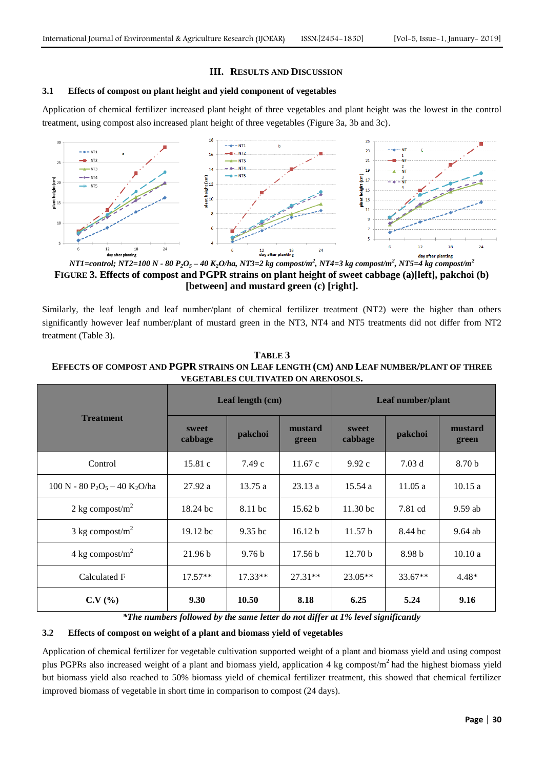## III. RESULTS AND DISCUSSION

### 3.1 Effects of compost on plant height and yield component of vegetables

Application of chemical fertilizer increased plant height of three vegetables and plant height was the lowest in the control treatment, using compost also increased plant height of three vegetables (Figure 3a, 3b and 3c).

*NT1=control; NT2=100 N - 80 $P_2O_5$ – 40 $K_2O$/ha, NT3=2 kg compost/$m^2$, NT4=3 kg compost/$m^2$, NT5=4 kg compost/$m^2$*

**FIGURE 3. Effects of compost and PGPR strains on plant height of sweet cabbage (a)[left], pakchoi (b) [between] and mustard green (c) [right].**

Similarly, the leaf length and leaf number/plant of chemical fertilizer treatment (NT2) were the higher than others significantly however leaf number/plant of mustard green in the NT3, NT4 and NT5 treatments did not differ from NT2 treatment (Table 3).

**TABLE 3**
**EFFECTS OF COMPOST AND PGPR STRAINS ON LEAF LENGTH (CM) AND LEAF NUMBER/PLANT OF THREE VEGETABLES CULTIVATED ON ARENOSOLS.**

| Treatment | Leaf length (cm) | | | Leaf number/plant | | |
|---|---|---|---|---|---|---|
| | sweet cabbage | pakchoi | mustard green | sweet cabbage | pakchoi | mustard green |
| Control | 15.81 c | 7.49 c | 11.67 c | 9.92 c | 7.03 d | 8.70 b |
| 100 N - 80 $P_2O_5$ – 40 $K_2O$/ha | 27.92 a | 13.75 a | 23.13 a | 15.54 a | 11.05 a | 10.15 a |
| 2 kg compost/$m^2$ | 18.24 bc | 8.11 bc | 15.62 b | 11.30 bc | 7.81 cd | 9.59 ab |
| 3 kg compost/$m^2$ | 19.12 bc | 9.35 bc | 16.12 b | 11.57 b | 8.44 bc | 9.64 ab |
| 4 kg compost/$m^2$ | 21.96 b | 9.76 b | 17.56 b | 12.70 b | 8.98 b | 10.10 a |
| Calculated F | 17.57** | 17.33** | 27.31** | 23.05** | 33.67** | 4.48* |
| **C.V (%)** | **9.30** | **10.50** | **8.18** | **6.25** | **5.24** | **9.16** |

*\*The numbers followed by the same letter do not differ at 1% level significantly*

### 3.2 Effects of compost on weight of a plant and biomass yield of vegetables

Application of chemical fertilizer for vegetable cultivation supported weight of a plant and biomass yield and using compost plus PGPRs also increased weight of a plant and biomass yield, application 4 kg compost/$m^2$ had the highest biomass yield but biomass yield also reached to 50% biomass yield of chemical fertilizer treatment, this showed that chemical fertilizer improved biomass of vegetable in short time in comparison to compost (24 days).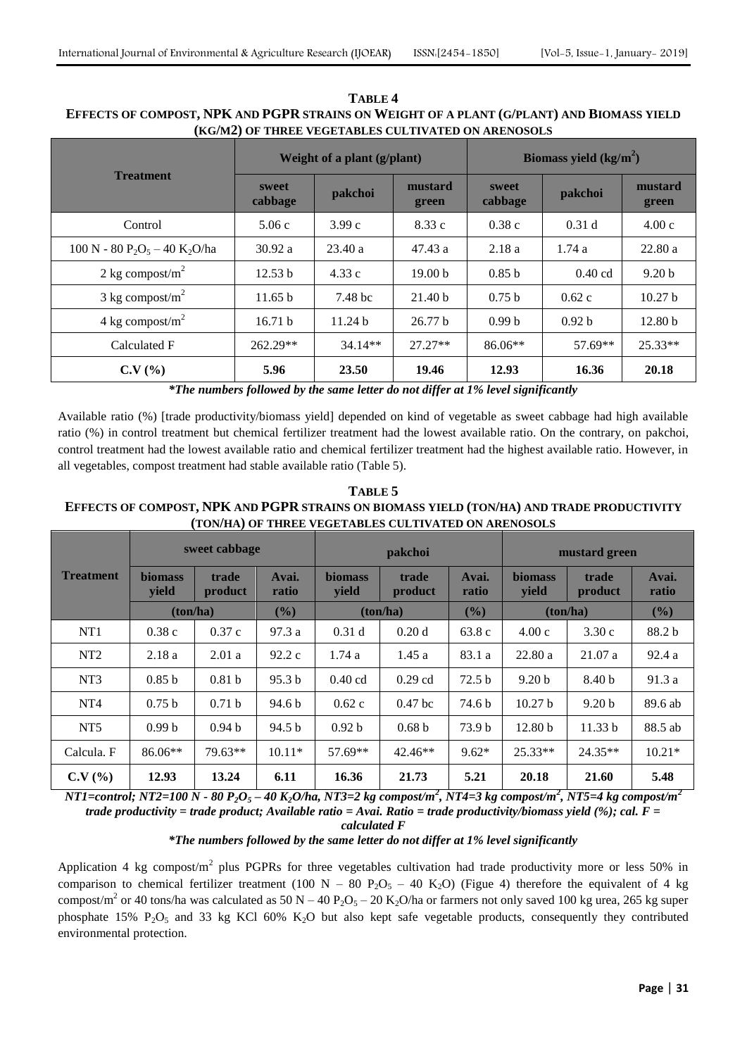**TABLE 4**

**EFFECTS OF COMPOST, NPK AND PGPR STRAINS ON WEIGHT OF A PLANT (G/PLANT) AND BIOMASS YIELD (KG/M2) OF THREE VEGETABLES CULTIVATED ON ARENOSOLS**

| Treatment | Weight of a plant (g/plant) | | | Biomass yield ($kg/m^2$) | | |
|---|---|---|---|---|---|---|
| | sweet cabbage | pakchoi | mustard green | sweet cabbage | pakchoi | mustard green |
| Control | 5.06 c | 3.99 c | 8.33 c | 0.38 c | 0.31 d | 4.00 c |
| 100 N - 80 $P_2O_5$ – 40 $K_2O$/ha | 30.92 a | 23.40 a | 47.43 a | 2.18 a | 1.74 a | 22.80 a |
| 2 kg compost/$m^2$ | 12.53 b | 4.33 c | 19.00 b | 0.85 b | 0.40 cd | 9.20 b |
| 3 kg compost/$m^2$ | 11.65 b | 7.48 bc | 21.40 b | 0.75 b | 0.62 c | 10.27 b |
| 4 kg compost/$m^2$ | 16.71 b | 11.24 b | 26.77 b | 0.99 b | 0.92 b | 12.80 b |
| Calculated F | 262.29** | 34.14** | 27.27** | 86.06** | 57.69** | 25.33** |
| **C.V (%)** | **5.96** | **23.50** | **19.46** | **12.93** | **16.36** | **20.18** |

***The numbers followed by the same letter do not differ at 1% level significantly***

Available ratio (%) [trade productivity/biomass yield] depended on kind of vegetable as sweet cabbage had high available ratio (%) in control treatment but chemical fertilizer treatment had the lowest available ratio. On the contrary, on pakchoi, control treatment had the lowest available ratio and chemical fertilizer treatment had the highest available ratio. However, in all vegetables, compost treatment had stable available ratio (Table 5).

**TABLE 5**

**EFFECTS OF COMPOST, NPK AND PGPR STRAINS ON BIOMASS YIELD (TON/HA) AND TRADE PRODUCTIVITY (TON/HA) OF THREE VEGETABLES CULTIVATED ON ARENOSOLS**

| Treatment | sweet cabbage | | | pakchoi | | | mustard green | | |
|---|---|---|---|---|---|---|---|---|---|
| | biomass yield | trade product | Avai. ratio | biomass yield | trade product | Avai. ratio | biomass yield | trade product | Avai. ratio |
| | (ton/ha) | | (%) | (ton/ha) | | (%) | (ton/ha) | | (%) |
| NT1 | 0.38 c | 0.37 c | 97.3 a | 0.31 d | 0.20 d | 63.8 c | 4.00 c | 3.30 c | 88.2 b |
| NT2 | 2.18 a | 2.01 a | 92.2 c | 1.74 a | 1.45 a | 83.1 a | 22.80 a | 21.07 a | 92.4 a |
| NT3 | 0.85 b | 0.81 b | 95.3 b | 0.40 cd | 0.29 cd | 72.5 b | 9.20 b | 8.40 b | 91.3 a |
| NT4 | 0.75 b | 0.71 b | 94.6 b | 0.62 c | 0.47 bc | 74.6 b | 10.27 b | 9.20 b | 89.6 ab |
| NT5 | 0.99 b | 0.94 b | 94.5 b | 0.92 b | 0.68 b | 73.9 b | 12.80 b | 11.33 b | 88.5 ab |
| Calcula. F | 86.06** | 79.63** | 10.11* | 57.69** | 42.46** | 9.62* | 25.33** | 24.35** | 10.21* |
| **C.V (%)** | **12.93** | **13.24** | **6.11** | **16.36** | **21.73** | **5.21** | **20.18** | **21.60** | **5.48** |

***NT1=control; NT2=100 N - 80 $P_2O_5$ – 40 $K_2O$/ha, NT3=2 kg compost/$m^2$, NT4=3 kg compost/$m^2$, NT5=4 kg compost/$m^2$ trade productivity = trade product; Available ratio = Avai. Ratio = trade productivity/biomass yield (%); cal. F = calculated F***

***The numbers followed by the same letter do not differ at 1% level significantly***

Application 4 kg compost/$m^2$ plus PGPRs for three vegetables cultivation had trade productivity more or less 50% in comparison to chemical fertilizer treatment (100 N – 80 $P_2O_5$ – 40 $K_2O$) (Figue 4) therefore the equivalent of 4 kg compost/$m^2$ or 40 tons/ha was calculated as 50 N – 40 $P_2O_5$ – 20 $K_2O$/ha or farmers not only saved 100 kg urea, 265 kg super phosphate 15% $P_2O_5$ and 33 kg KCl 60% $K_2O$ but also kept safe vegetable products, consequently they contributed environmental protection.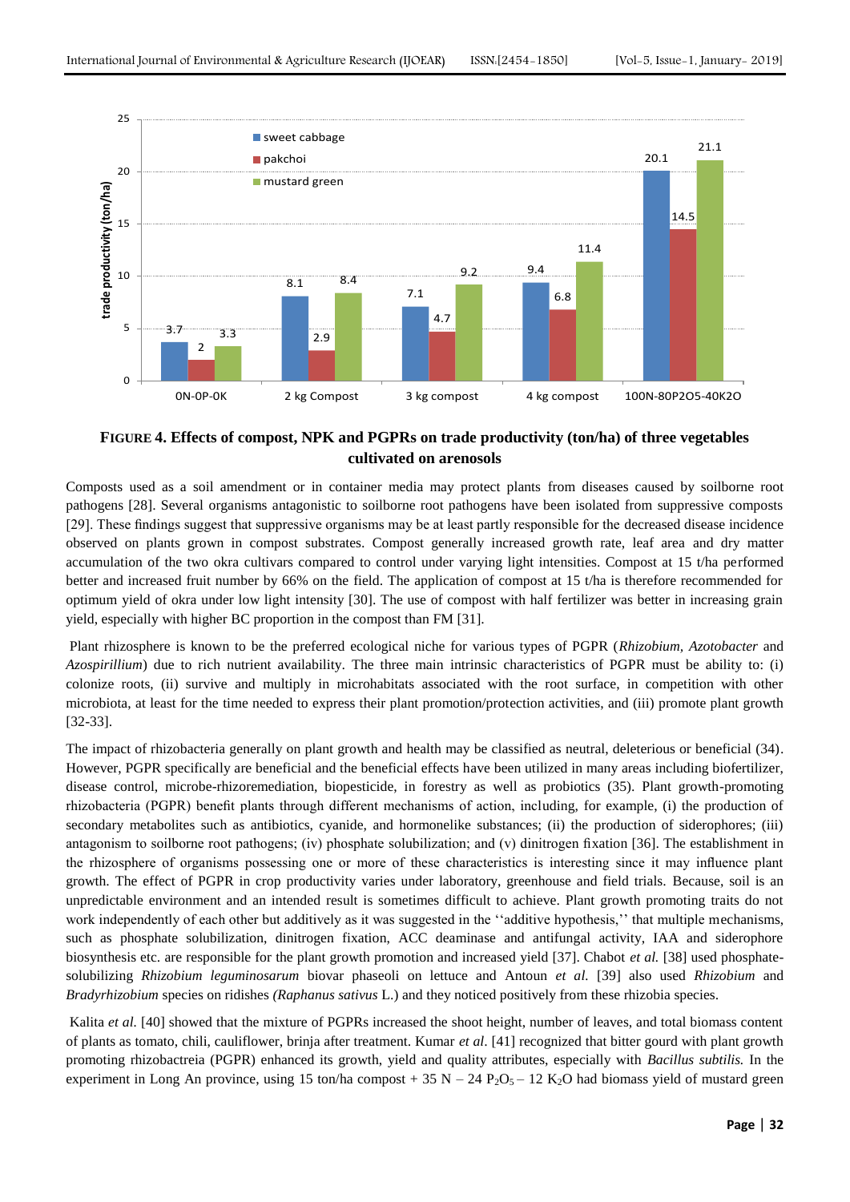| | sweet cabbage | pakchoi | mustard green |
|---|---|---|---|
| 0N-0P-0K | 3.7 | 2 | 3.3 |
| 2 kg Compost | 8.1 | 2.9 | 8.4 |
| 3 kg compost | 7.1 | 4.7 | 9.2 |
| 4 kg compost | 9.4 | 6.8 | 11.4 |
| 100N-80P2O5-40K2O | 20.1 | 14.5 | 21.1 |

Y-axis: trade productivity (ton/ha)

**FIGURE 4. Effects of compost, NPK and PGPRs on trade productivity (ton/ha) of three vegetables cultivated on arenosols**

Composts used as a soil amendment or in container media may protect plants from diseases caused by soilborne root pathogens [28]. Several organisms antagonistic to soilborne root pathogens have been isolated from suppressive composts [29]. These findings suggest that suppressive organisms may be at least partly responsible for the decreased disease incidence observed on plants grown in compost substrates. Compost generally increased growth rate, leaf area and dry matter accumulation of the two okra cultivars compared to control under varying light intensities. Compost at 15 t/ha performed better and increased fruit number by 66% on the field. The application of compost at 15 t/ha is therefore recommended for optimum yield of okra under low light intensity [30]. The use of compost with half fertilizer was better in increasing grain yield, especially with higher BC proportion in the compost than FM [31].

Plant rhizosphere is known to be the preferred ecological niche for various types of PGPR (*Rhizobium, Azotobacter* and *Azospirillium*) due to rich nutrient availability. The three main intrinsic characteristics of PGPR must be ability to: (i) colonize roots, (ii) survive and multiply in microhabitats associated with the root surface, in competition with other microbiota, at least for the time needed to express their plant promotion/protection activities, and (iii) promote plant growth [32-33].

The impact of rhizobacteria generally on plant growth and health may be classified as neutral, deleterious or beneficial (34). However, PGPR specifically are beneficial and the beneficial effects have been utilized in many areas including biofertilizer, disease control, microbe-rhizoremediation, biopesticide, in forestry as well as probiotics (35). Plant growth-promoting rhizobacteria (PGPR) benefit plants through different mechanisms of action, including, for example, (i) the production of secondary metabolites such as antibiotics, cyanide, and hormonelike substances; (ii) the production of siderophores; (iii) antagonism to soilborne root pathogens; (iv) phosphate solubilization; and (v) dinitrogen fixation [36]. The establishment in the rhizosphere of organisms possessing one or more of these characteristics is interesting since it may influence plant growth. The effect of PGPR in crop productivity varies under laboratory, greenhouse and field trials. Because, soil is an unpredictable environment and an intended result is sometimes difficult to achieve. Plant growth promoting traits do not work independently of each other but additively as it was suggested in the ''additive hypothesis,'' that multiple mechanisms, such as phosphate solubilization, dinitrogen fixation, ACC deaminase and antifungal activity, IAA and siderophore biosynthesis etc. are responsible for the plant growth promotion and increased yield [37]. Chabot *et al.* [38] used phosphate-solubilizing *Rhizobium leguminosarum* biovar phaseoli on lettuce and Antoun *et al.* [39] also used *Rhizobium* and *Bradyrhizobium* species on ridishes *(Raphanus sativus* L.) and they noticed positively from these rhizobia species.

Kalita *et al.* [40] showed that the mixture of PGPRs increased the shoot height, number of leaves, and total biomass content of plants as tomato, chili, cauliflower, brinja after treatment. Kumar *et al.* [41] recognized that bitter gourd with plant growth promoting rhizobactreia (PGPR) enhanced its growth, yield and quality attributes, especially with *Bacillus subtilis.* In the experiment in Long An province, using 15 ton/ha compost + 35 N – 24 $P_2O_5$ – 12 $K_2O$ had biomass yield of mustard green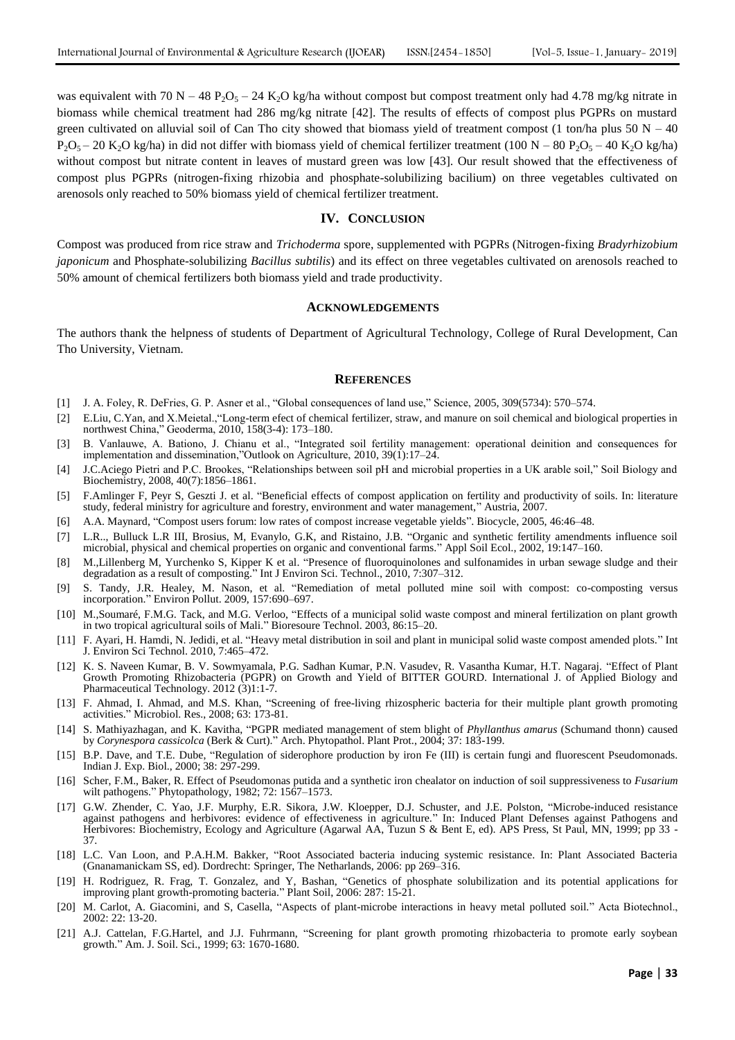was equivalent with 70 N – 48 $P_2O_5$ – 24 $K_2O$ kg/ha without compost but compost treatment only had 4.78 mg/kg nitrate in biomass while chemical treatment had 286 mg/kg nitrate [42]. The results of effects of compost plus PGPRs on mustard green cultivated on alluvial soil of Can Tho city showed that biomass yield of treatment compost (1 ton/ha plus 50 N – 40 $P_2O_5$ – 20 $K_2O$ kg/ha) in did not differ with biomass yield of chemical fertilizer treatment (100 N – 80 $P_2O_5$ – 40 $K_2O$ kg/ha) without compost but nitrate content in leaves of mustard green was low [43]. Our result showed that the effectiveness of compost plus PGPRs (nitrogen-fixing rhizobia and phosphate-solubilizing bacilium) on three vegetables cultivated on arenosols only reached to 50% biomass yield of chemical fertilizer treatment.

## IV. CONCLUSION

Compost was produced from rice straw and *Trichoderma* spore, supplemented with PGPRs (Nitrogen-fixing *Bradyrhizobium japonicum* and Phosphate-solubilizing *Bacillus subtilis*) and its effect on three vegetables cultivated on arenosols reached to 50% amount of chemical fertilizers both biomass yield and trade productivity.

## ACKNOWLEDGEMENTS

The authors thank the helpness of students of Department of Agricultural Technology, College of Rural Development, Can Tho University, Vietnam.

## REFERENCES

[1] J. A. Foley, R. DeFries, G. P. Asner et al., "Global consequences of land use," Science, 2005, 309(5734): 570–574.

[2] E.Liu, C.Yan, and X.Meietal.,"Long-term efect of chemical fertilizer, straw, and manure on soil chemical and biological properties in northwest China," Geoderma, 2010, 158(3-4): 173–180.

[3] B. Vanlauwe, A. Bationo, J. Chianu et al., "Integrated soil fertility management: operational deinition and consequences for implementation and dissemination,"Outlook on Agriculture, 2010, 39(1):17–24.

[4] J.C.Aciego Pietri and P.C. Brookes, "Relationships between soil pH and microbial properties in a UK arable soil," Soil Biology and Biochemistry, 2008, 40(7):1856–1861.

[5] F.Amlinger F, Peyr S, Geszti J. et al. "Beneficial effects of compost application on fertility and productivity of soils. In: literature study, federal ministry for agriculture and forestry, environment and water management," Austria, 2007.

[6] A.A. Maynard, "Compost users forum: low rates of compost increase vegetable yields". Biocycle, 2005, 46:46–48.

[7] L.R.., Bulluck L.R III, Brosius, M, Evanylo, G.K, and Ristaino, J.B. "Organic and synthetic fertility amendments influence soil microbial, physical and chemical properties on organic and conventional farms." Appl Soil Ecol., 2002, 19:147–160.

[8] M.,Lillenberg M, Yurchenko S, Kipper K et al. "Presence of fluoroquinolones and sulfonamides in urban sewage sludge and their degradation as a result of composting." Int J Environ Sci. Technol., 2010, 7:307–312.

[9] S. Tandy, J.R. Healey, M. Nason, et al. "Remediation of metal polluted mine soil with compost: co-composting versus incorporation." Environ Pollut. 2009, 157:690–697.

[10] M.,Soumaré, F.M.G. Tack, and M.G. Verloo, "Effects of a municipal solid waste compost and mineral fertilization on plant growth in two tropical agricultural soils of Mali." Bioresoure Technol. 2003, 86:15–20.

[11] F. Ayari, H. Hamdi, N. Jedidi, et al. "Heavy metal distribution in soil and plant in municipal solid waste compost amended plots." Int J. Environ Sci Technol. 2010, 7:465–472.

[12] K. S. Naveen Kumar, B. V. Sowmyamala, P.G. Sadhan Kumar, P.N. Vasudev, R. Vasantha Kumar, H.T. Nagaraj. "Effect of Plant Growth Promoting Rhizobacteria (PGPR) on Growth and Yield of BITTER GOURD. International J. of Applied Biology and Pharmaceutical Technology. 2012 (3)1:1-7.

[13] F. Ahmad, I. Ahmad, and M.S. Khan, "Screening of free-living rhizospheric bacteria for their multiple plant growth promoting activities." Microbiol. Res., 2008; 63: 173-81.

[14] S. Mathiyazhagan, and K. Kavitha, "PGPR mediated management of stem blight of *Phyllanthus amarus* (Schumand thonn) caused by *Corynespora cassicolca* (Berk & Curt)." Arch. Phytopathol. Plant Prot., 2004; 37: 183-199.

[15] B.P. Dave, and T.E. Dube, "Regulation of siderophore production by iron Fe (III) is certain fungi and fluorescent Pseudomonads. Indian J. Exp. Biol., 2000; 38: 297-299.

[16] Scher, F.M., Baker, R. Effect of Pseudomonas putida and a synthetic iron chealator on induction of soil suppressiveness to *Fusarium* wilt pathogens." Phytopathology, 1982; 72: 1567–1573.

[17] G.W. Zhender, C. Yao, J.F. Murphy, E.R. Sikora, J.W. Kloepper, D.J. Schuster, and J.E. Polston, "Microbe-induced resistance against pathogens and herbivores: evidence of effectiveness in agriculture." In: Induced Plant Defenses against Pathogens and Herbivores: Biochemistry, Ecology and Agriculture (Agarwal AA, Tuzun S & Bent E, ed). APS Press, St Paul, MN, 1999; pp 33 - 37.

[18] L.C. Van Loon, and P.A.H.M. Bakker, "Root Associated bacteria inducing systemic resistance. In: Plant Associated Bacteria (Gnanamanickam SS, ed). Dordrecht: Springer, The Netherlands, 2006: pp 269–316.

[19] H. Rodriguez, R. Frag, T. Gonzalez, and Y, Bashan, "Genetics of phosphate solubilization and its potential applications for improving plant growth-promoting bacteria." Plant Soil, 2006: 287: 15-21.

[20] M. Carlot, A. Giacomini, and S, Casella, "Aspects of plant-microbe interactions in heavy metal polluted soil." Acta Biotechnol., 2002: 22: 13-20.

[21] A.J. Cattelan, F.G.Hartel, and J.J. Fuhrmann, "Screening for plant growth promoting rhizobacteria to promote early soybean growth." Am. J. Soil. Sci., 1999; 63: 1670-1680.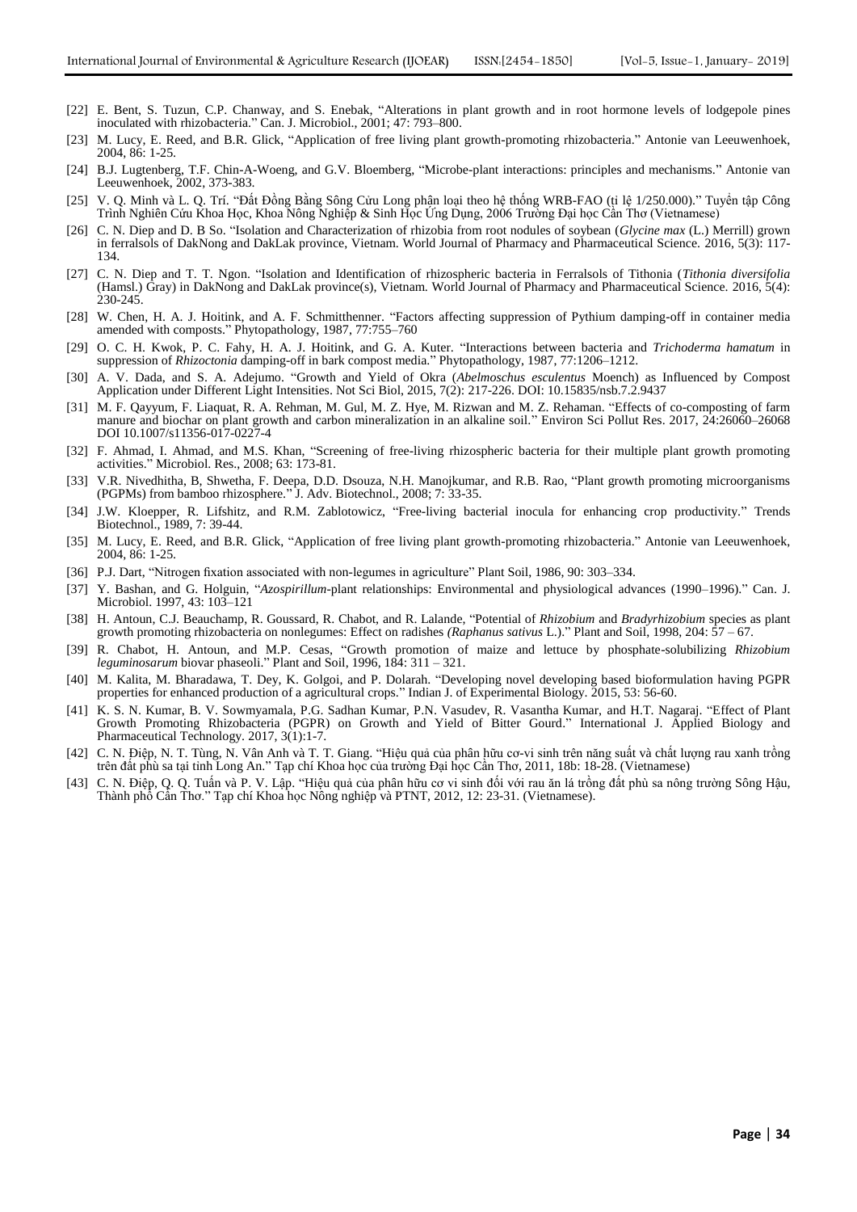[22] E. Bent, S. Tuzun, C.P. Chanway, and S. Enebak, "Alterations in plant growth and in root hormone levels of lodgepole pines inoculated with rhizobacteria." Can. J. Microbiol., 2001; 47: 793–800.

[23] M. Lucy, E. Reed, and B.R. Glick, "Application of free living plant growth-promoting rhizobacteria." Antonie van Leeuwenhoek, 2004, 86: 1-25.

[24] B.J. Lugtenberg, T.F. Chin-A-Woeng, and G.V. Bloemberg, "Microbe-plant interactions: principles and mechanisms." Antonie van Leeuwenhoek, 2002, 373-383.

[25] V. Q. Minh và L. Q. Trí. "Đất Đồng Bằng Sông Cửu Long phân loại theo hệ thống WRB-FAO (tỉ lệ 1/250.000)." Tuyển tập Công Trình Nghiên Cứu Khoa Học, Khoa Nông Nghiệp & Sinh Học Ứng Dụng, 2006 Trường Đại học Cần Thơ (Vietnamese)

[26] C. N. Diep and D. B So. "Isolation and Characterization of rhizobia from root nodules of soybean (*Glycine max* (L.) Merrill) grown in ferralsols of DakNong and DakLak province, Vietnam. World Journal of Pharmacy and Pharmaceutical Science. 2016, 5(3): 117-134.

[27] C. N. Diep and T. T. Ngon. "Isolation and Identification of rhizospheric bacteria in Ferralsols of Tithonia (*Tithonia diversifolia* (Hamsl.) Gray) in DakNong and DakLak province(s), Vietnam. World Journal of Pharmacy and Pharmaceutical Science. 2016, 5(4): 230-245.

[28] W. Chen, H. A. J. Hoitink, and A. F. Schmitthenner. "Factors affecting suppression of Pythium damping-off in container media amended with composts." Phytopathology, 1987, 77:755–760

[29] O. C. H. Kwok, P. C. Fahy, H. A. J. Hoitink, and G. A. Kuter. "Interactions between bacteria and *Trichoderma hamatum* in suppression of *Rhizoctonia* damping-off in bark compost media." Phytopathology, 1987, 77:1206–1212.

[30] A. V. Dada, and S. A. Adejumo. "Growth and Yield of Okra (*Abelmoschus esculentus* Moench) as Influenced by Compost Application under Different Light Intensities. Not Sci Biol, 2015, 7(2): 217-226. DOI: 10.15835/nsb.7.2.9437

[31] M. F. Qayyum, F. Liaquat, R. A. Rehman, M. Gul, M. Z. Hye, M. Rizwan and M. Z. Rehaman. "Effects of co-composting of farm manure and biochar on plant growth and carbon mineralization in an alkaline soil." Environ Sci Pollut Res. 2017, 24:26060–26068 DOI 10.1007/s11356-017-0227-4

[32] F. Ahmad, I. Ahmad, and M.S. Khan, "Screening of free-living rhizospheric bacteria for their multiple plant growth promoting activities." Microbiol. Res., 2008; 63: 173-81.

[33] V.R. Nivedhitha, B, Shwetha, F. Deepa, D.D. Dsouza, N.H. Manojkumar, and R.B. Rao, "Plant growth promoting microorganisms (PGPMs) from bamboo rhizosphere." J. Adv. Biotechnol., 2008; 7: 33-35.

[34] J.W. Kloepper, R. Lifshitz, and R.M. Zablotowicz, "Free-living bacterial inocula for enhancing crop productivity." Trends Biotechnol., 1989, 7: 39-44.

[35] M. Lucy, E. Reed, and B.R. Glick, "Application of free living plant growth-promoting rhizobacteria." Antonie van Leeuwenhoek, 2004, 86: 1-25.

[36] P.J. Dart, "Nitrogen fixation associated with non-legumes in agriculture" Plant Soil, 1986, 90: 303–334.

[37] Y. Bashan, and G. Holguin, "*Azospirillum*-plant relationships: Environmental and physiological advances (1990–1996)." Can. J. Microbiol. 1997, 43: 103–121

[38] H. Antoun, C.J. Beauchamp, R. Goussard, R. Chabot, and R. Lalande, "Potential of *Rhizobium* and *Bradyrhizobium* species as plant growth promoting rhizobacteria on nonlegumes: Effect on radishes *(Raphanus sativus* L.)." Plant and Soil, 1998, 204: 57 – 67.

[39] R. Chabot, H. Antoun, and M.P. Cesas, "Growth promotion of maize and lettuce by phosphate-solubilizing *Rhizobium leguminosarum* biovar phaseoli." Plant and Soil, 1996, 184: 311 – 321.

[40] M. Kalita, M. Bharadawa, T. Dey, K. Golgoi, and P. Dolarah. "Developing novel developing based bioformulation having PGPR properties for enhanced production of a agricultural crops." Indian J. of Experimental Biology. 2015, 53: 56-60.

[41] K. S. N. Kumar, B. V. Sowmyamala, P.G. Sadhan Kumar, P.N. Vasudev, R. Vasantha Kumar, and H.T. Nagaraj. "Effect of Plant Growth Promoting Rhizobacteria (PGPR) on Growth and Yield of Bitter Gourd." International J. Applied Biology and Pharmaceutical Technology. 2017, 3(1):1-7.

[42] C. N. Điệp, N. T. Tùng, N. Vân Anh và T. T. Giang. "Hiệu quả của phân hữu cơ-vi sinh trên năng suất và chất lượng rau xanh trồng trên đất phù sa tại tỉnh Long An." Tạp chí Khoa học của trường Đại học Cần Thơ, 2011, 18b: 18-28. (Vietnamese)

[43] C. N. Điệp, Q. Q. Tuấn và P. V. Lập. "Hiệu quả của phân hữu cơ vi sinh đối với rau ăn lá trồng đất phù sa nông trường Sông Hậu, Thành phố Cần Thơ." Tạp chí Khoa học Nông nghiệp và PTNT, 2012, 12: 23-31. (Vietnamese).